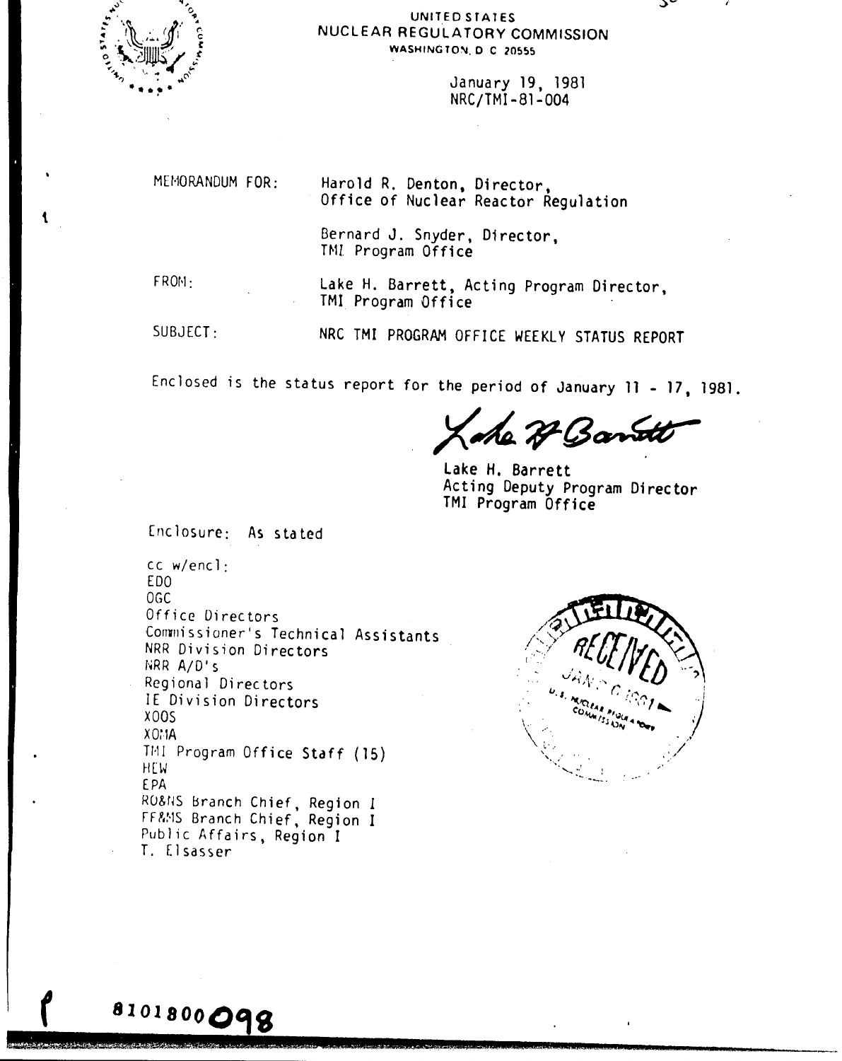UNITED STATES
NUCLEAR REGULATORY COMMISSION
WASHINGTON, D C 20555

January 19, 1981
NRC/TMI-81-004

MEMORANDUM FOR: Harold R. Denton, Director,
Office of Nuclear Reactor Regulation

Bernard J. Snyder, Director,
TMI Program Office

FROM: Lake H. Barrett, Acting Program Director,
TMI Program Office

SUBJECT: NRC TMI PROGRAM OFFICE WEEKLY STATUS REPORT

Enclosed is the status report for the period of January 11 - 17, 1981.

Lake H. Barrett
Acting Deputy Program Director
TMI Program Office

Enclosure: As stated

cc w/encl:
EDO
OGC
Office Directors
Commissioner's Technical Assistants
NRR Division Directors
NRR A/D's
Regional Directors
IE Division Directors
XOOS
XOMA
TMI Program Office Staff (15)
HEW
EPA
RO&NS Branch Chief, Region I
FF&MS Branch Chief, Region I
Public Affairs, Region I
T. Elsasser

8101800098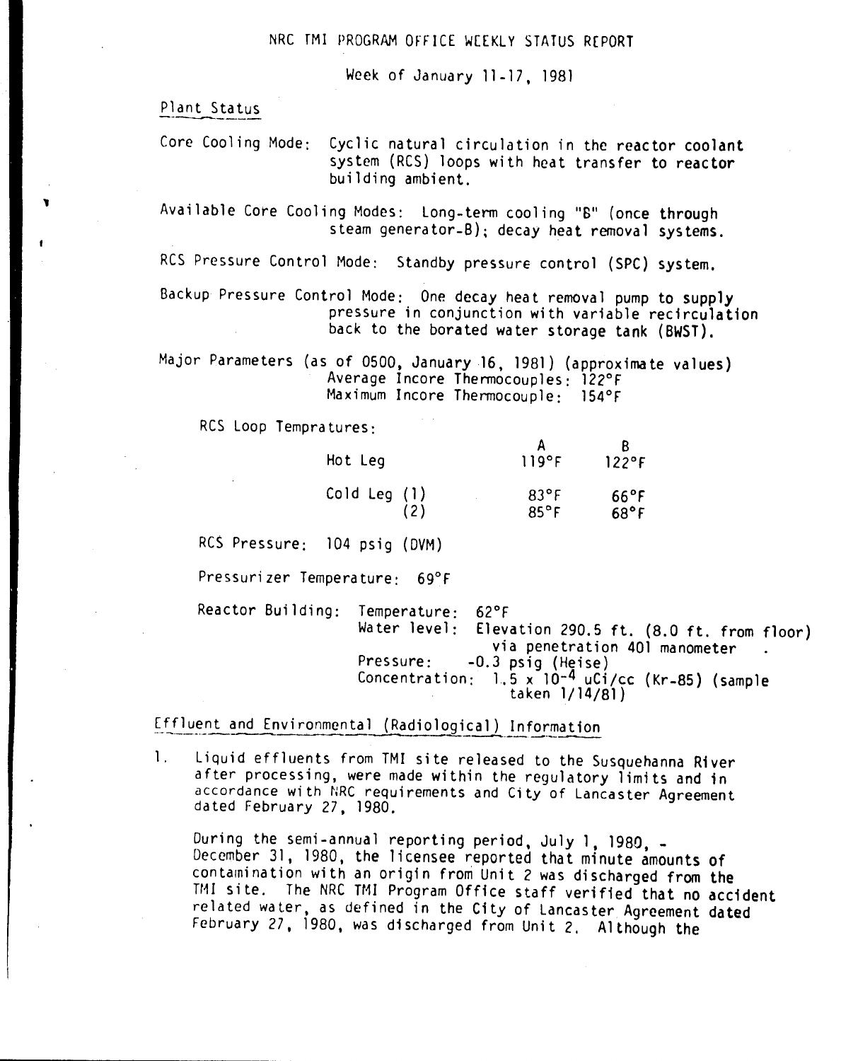NRC TMI PROGRAM OFFICE WEEKLY STATUS REPORT

Week of January 11-17, 1981

## Plant Status

Core Cooling Mode: Cyclic natural circulation in the reactor coolant system (RCS) loops with heat transfer to reactor building ambient.

Available Core Cooling Modes: Long-term cooling "B" (once through steam generator-B); decay heat removal systems.

RCS Pressure Control Mode: Standby pressure control (SPC) system.

Backup Pressure Control Mode: One decay heat removal pump to supply pressure in conjunction with variable recirculation back to the borated water storage tank (BWST).

Major Parameters (as of 0500, January 16, 1981) (approximate values)
Average Incore Thermocouples: 122°F
Maximum Incore Thermocouple: 154°F

RCS Loop Tempratures:

| | A | B |
|---|---|---|
| Hot Leg | 119°F | 122°F |
| Cold Leg (1) | 83°F | 66°F |
| (2) | 85°F | 68°F |

RCS Pressure: 104 psig (DVM)

Pressurizer Temperature: 69°F

Reactor Building: Temperature: 62°F
Water level: Elevation 290.5 ft. (8.0 ft. from floor) via penetration 401 manometer .
Pressure: -0.3 psig (Heise)
Concentration: $1.5 \times 10^{-4}$ uCi/cc (Kr-85) (sample taken 1/14/81)

## Effluent and Environmental (Radiological) Information

1. Liquid effluents from TMI site released to the Susquehanna River after processing, were made within the regulatory limits and in accordance with NRC requirements and City of Lancaster Agreement dated February 27, 1980.

   During the semi-annual reporting period, July 1, 1980, - December 31, 1980, the licensee reported that minute amounts of contamination with an origin from Unit 2 was discharged from the TMI site. The NRC TMI Program Office staff verified that no accident related water, as defined in the City of Lancaster Agreement dated February 27, 1980, was discharged from Unit 2. Although the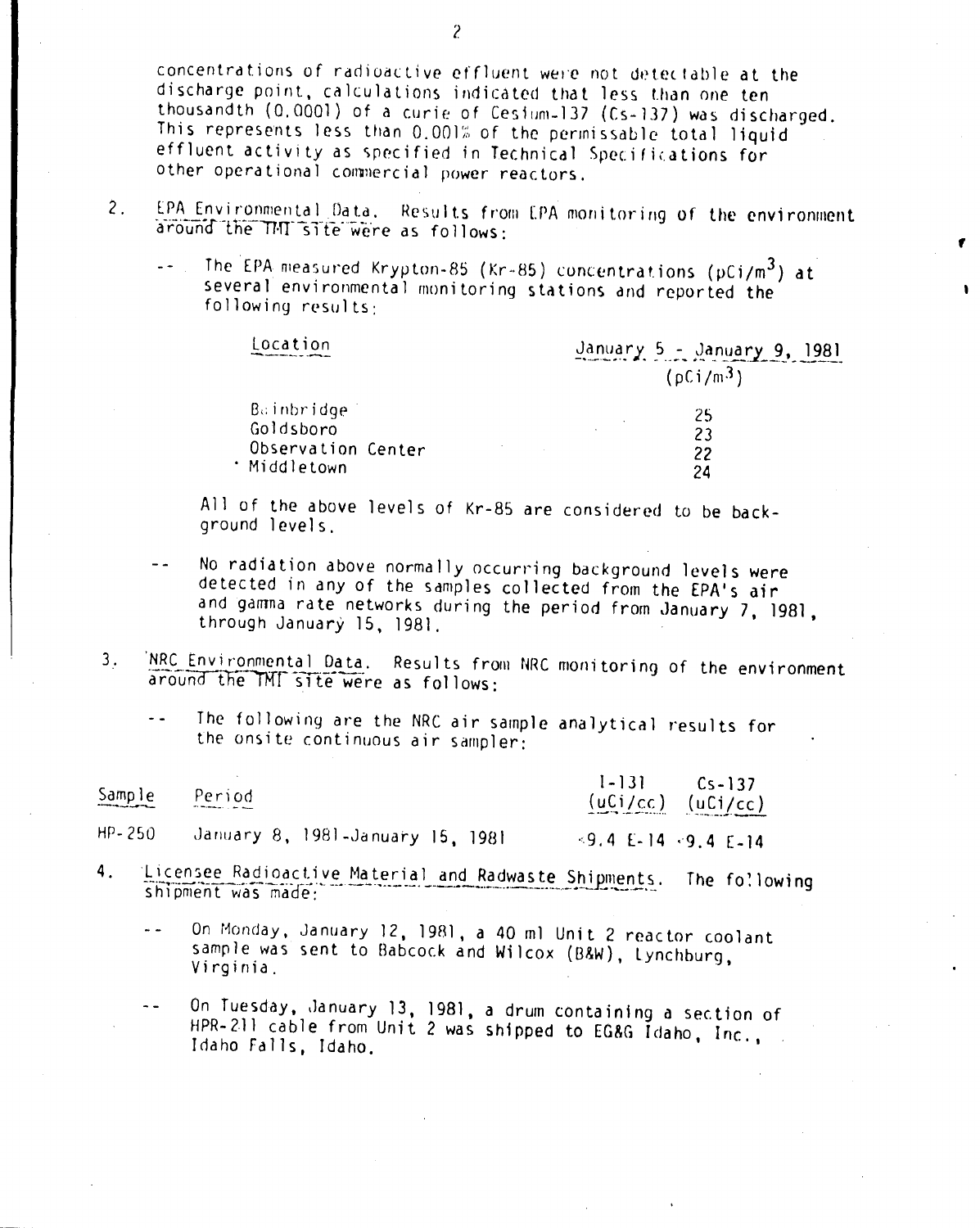concentrations of radioactive effluent were not detectable at the discharge point, calculations indicated that less than one ten thousandth (0.0001) of a curie of Cesium-137 (Cs-137) was discharged. This represents less than 0.001% of the permissable total liquid effluent activity as specified in Technical Specifications for other operational commercial power reactors.

2. EPA Environmental Data. Results from EPA monitoring of the environment around the TMI site were as follows:

   -- The EPA measured Krypton-85 (Kr-85) concentrations (pCi/m$^3$) at several environmental monitoring stations and reported the following results:

   | Location | January 5 - January 9, 1981 (pCi/m$^3$) |
   |---|---|
   | Bainbridge | 25 |
   | Goldsboro | 23 |
   | Observation Center | 22 |
   | Middletown | 24 |

   All of the above levels of Kr-85 are considered to be background levels.

   -- No radiation above normally occurring background levels were detected in any of the samples collected from the EPA's air and gamma rate networks during the period from January 7, 1981, through January 15, 1981.

3. NRC Environmental Data. Results from NRC monitoring of the environment around the TMI site were as follows:

   -- The following are the NRC air sample analytical results for the onsite continuous air sampler:

| Sample | Period | I-131 (uCi/cc) | Cs-137 (uCi/cc) |
|---|---|---|---|
| HP-250 | January 8, 1981-January 15, 1981 | <9.4 E-14 | <9.4 E-14 |

4. Licensee Radioactive Material and Radwaste Shipments. The following shipment was made:

   -- On Monday, January 12, 1981, a 40 ml Unit 2 reactor coolant sample was sent to Babcock and Wilcox (B&W), Lynchburg, Virginia.

   -- On Tuesday, January 13, 1981, a drum containing a section of HPR-211 cable from Unit 2 was shipped to EG&G Idaho, Inc., Idaho Falls, Idaho.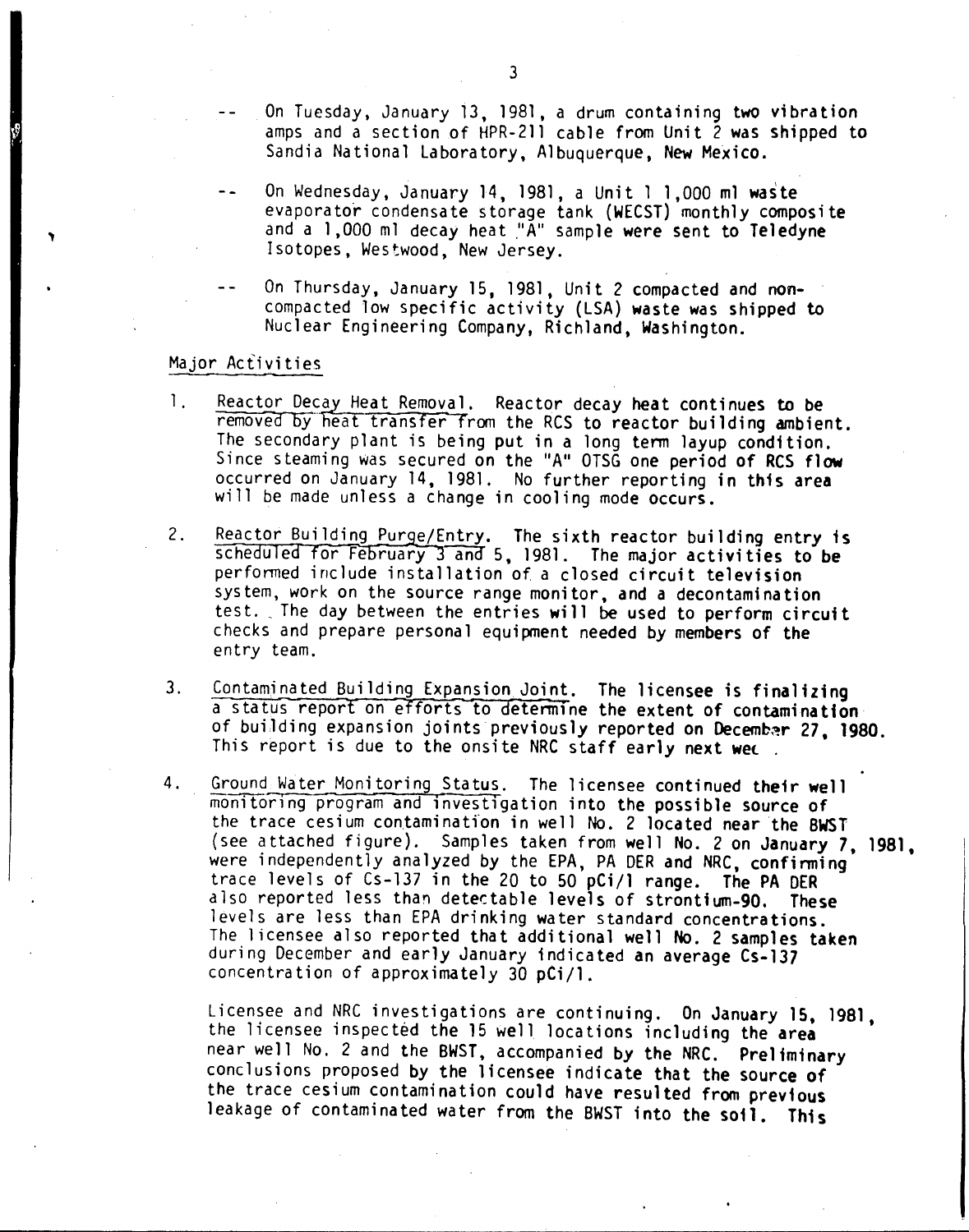-- On Tuesday, January 13, 1981, a drum containing two vibration amps and a section of HPR-211 cable from Unit 2 was shipped to Sandia National Laboratory, Albuquerque, New Mexico.

-- On Wednesday, January 14, 1981, a Unit 1 1,000 ml waste evaporator condensate storage tank (WECST) monthly composite and a 1,000 ml decay heat "A" sample were sent to Teledyne Isotopes, Westwood, New Jersey.

-- On Thursday, January 15, 1981, Unit 2 compacted and non-compacted low specific activity (LSA) waste was shipped to Nuclear Engineering Company, Richland, Washington.

## Major Activities

1. Reactor Decay Heat Removal. Reactor decay heat continues to be removed by heat transfer from the RCS to reactor building ambient. The secondary plant is being put in a long term layup condition. Since steaming was secured on the "A" OTSG one period of RCS flow occurred on January 14, 1981. No further reporting in this area will be made unless a change in cooling mode occurs.

2. Reactor Building Purge/Entry. The sixth reactor building entry is scheduled for February 3 and 5, 1981. The major activities to be performed include installation of a closed circuit television system, work on the source range monitor, and a decontamination test. The day between the entries will be used to perform circuit checks and prepare personal equipment needed by members of the entry team.

3. Contaminated Building Expansion Joint. The licensee is finalizing a status report on efforts to determine the extent of contamination of building expansion joints previously reported on December 27, 1980. This report is due to the onsite NRC staff early next wee.

4. Ground Water Monitoring Status. The licensee continued their well monitoring program and investigation into the possible source of the trace cesium contamination in well No. 2 located near the BWST (see attached figure). Samples taken from well No. 2 on January 7, 1981, were independently analyzed by the EPA, PA DER and NRC, confirming trace levels of Cs-137 in the 20 to 50 pCi/l range. The PA DER also reported less than detectable levels of strontium-90. These levels are less than EPA drinking water standard concentrations. The licensee also reported that additional well No. 2 samples taken during December and early January indicated an average Cs-137 concentration of approximately 30 pCi/l.

   Licensee and NRC investigations are continuing. On January 15, 1981, the licensee inspected the 15 well locations including the area near well No. 2 and the BWST, accompanied by the NRC. Preliminary conclusions proposed by the licensee indicate that the source of the trace cesium contamination could have resulted from previous leakage of contaminated water from the BWST into the soil. This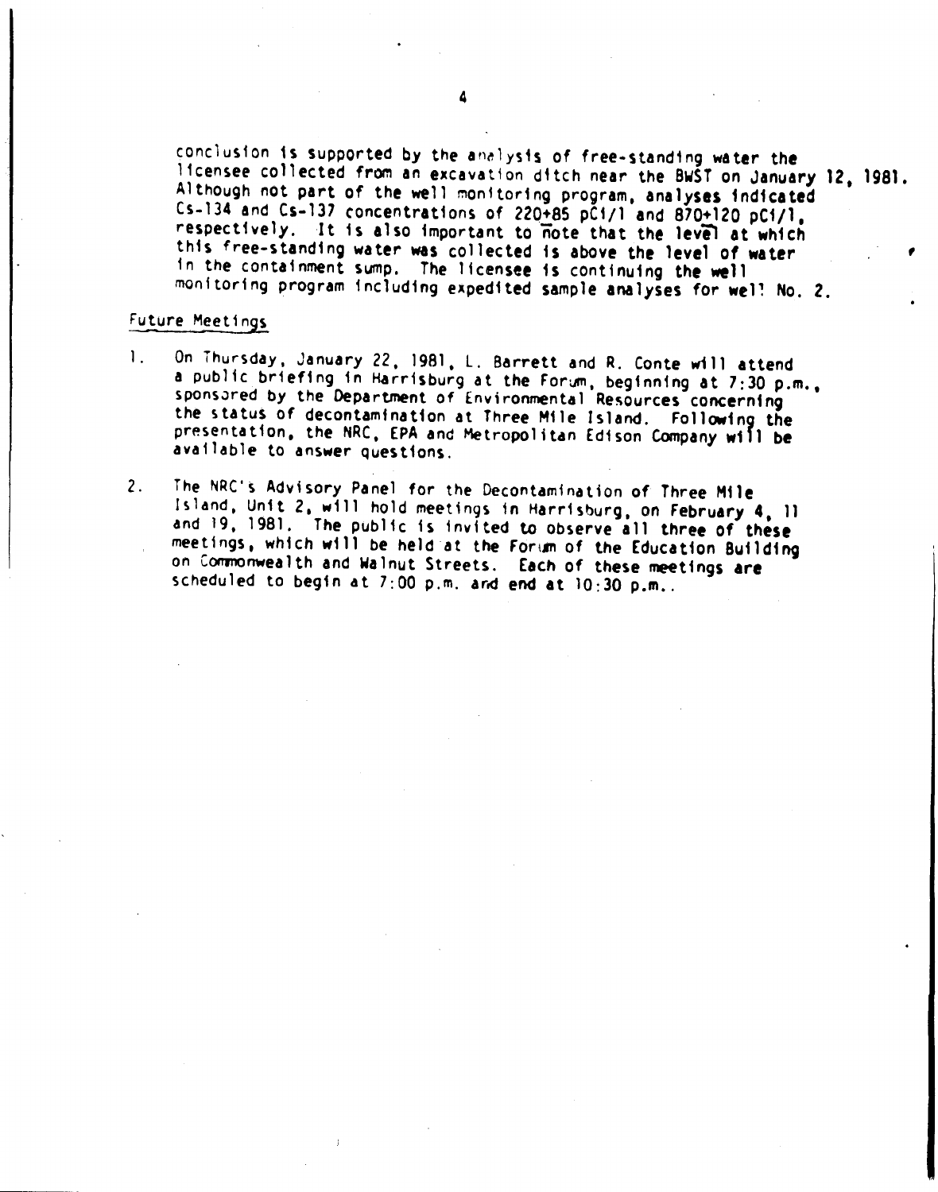conclusion is supported by the analysis of free-standing water the licensee collected from an excavation ditch near the BWST on January 12, 1981. Although not part of the well monitoring program, analyses indicated Cs-134 and Cs-137 concentrations of $220 \pm 85$ pCi/l and $870 \pm 120$ pCi/l, respectively. It is also important to note that the level at which this free-standing water was collected is above the level of water in the containment sump. The licensee is continuing the well monitoring program including expedited sample analyses for well No. 2.

## Future Meetings

1. On Thursday, January 22, 1981, L. Barrett and R. Conte will attend a public briefing in Harrisburg at the Forum, beginning at 7:30 p.m., sponsored by the Department of Environmental Resources concerning the status of decontamination at Three Mile Island. Following the presentation, the NRC, EPA and Metropolitan Edison Company will be available to answer questions.

2. The NRC's Advisory Panel for the Decontamination of Three Mile Island, Unit 2, will hold meetings in Harrisburg, on February 4, 11 and 19, 1981. The public is invited to observe all three of these meetings, which will be held at the Forum of the Education Building on Commonwealth and Walnut Streets. Each of these meetings are scheduled to begin at 7:00 p.m. and end at 10:30 p.m..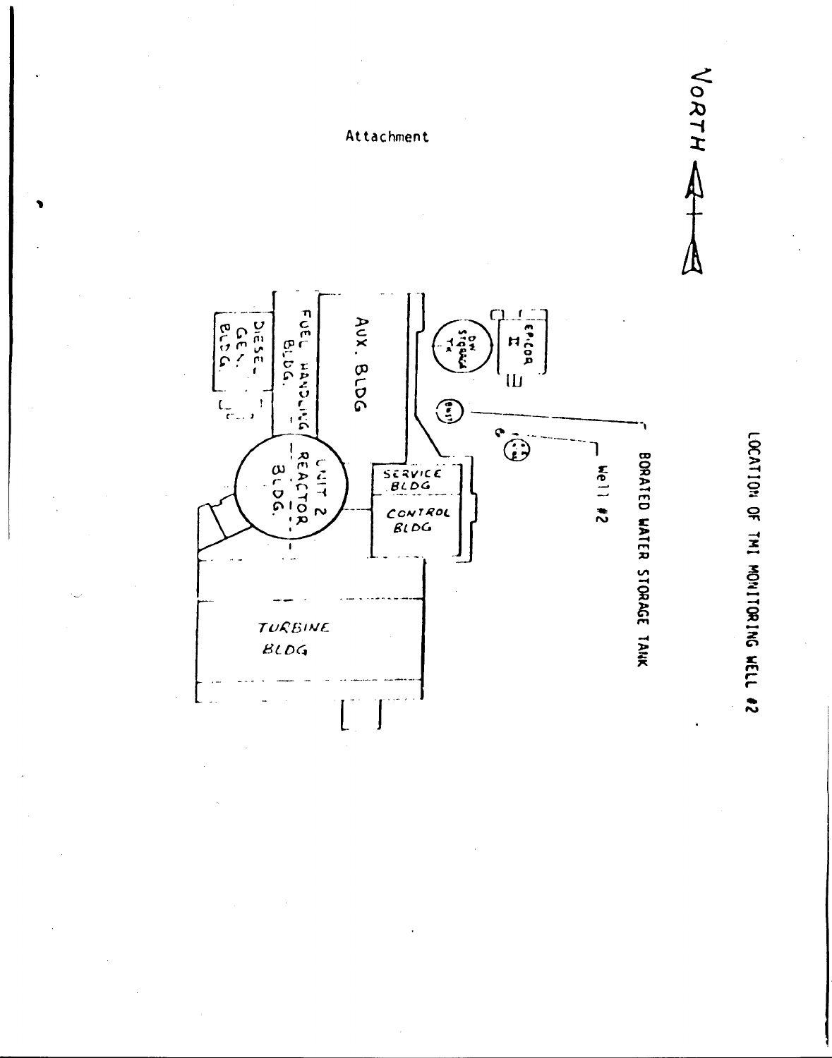Attachment

LOCATION OF TMI MONITORING WELL #2

NORTH

BORATED WATER STORAGE TANK

Well #2

EPICOR II

DW STORAGE TK

SERVICE BLDG

CONTROL BLDG

AUX. BLDG

FUEL HANDLING BLDG.

DIESEL GEN. BLDG.

UNIT 2 REACTOR BLDG.

TURBINE BLDG